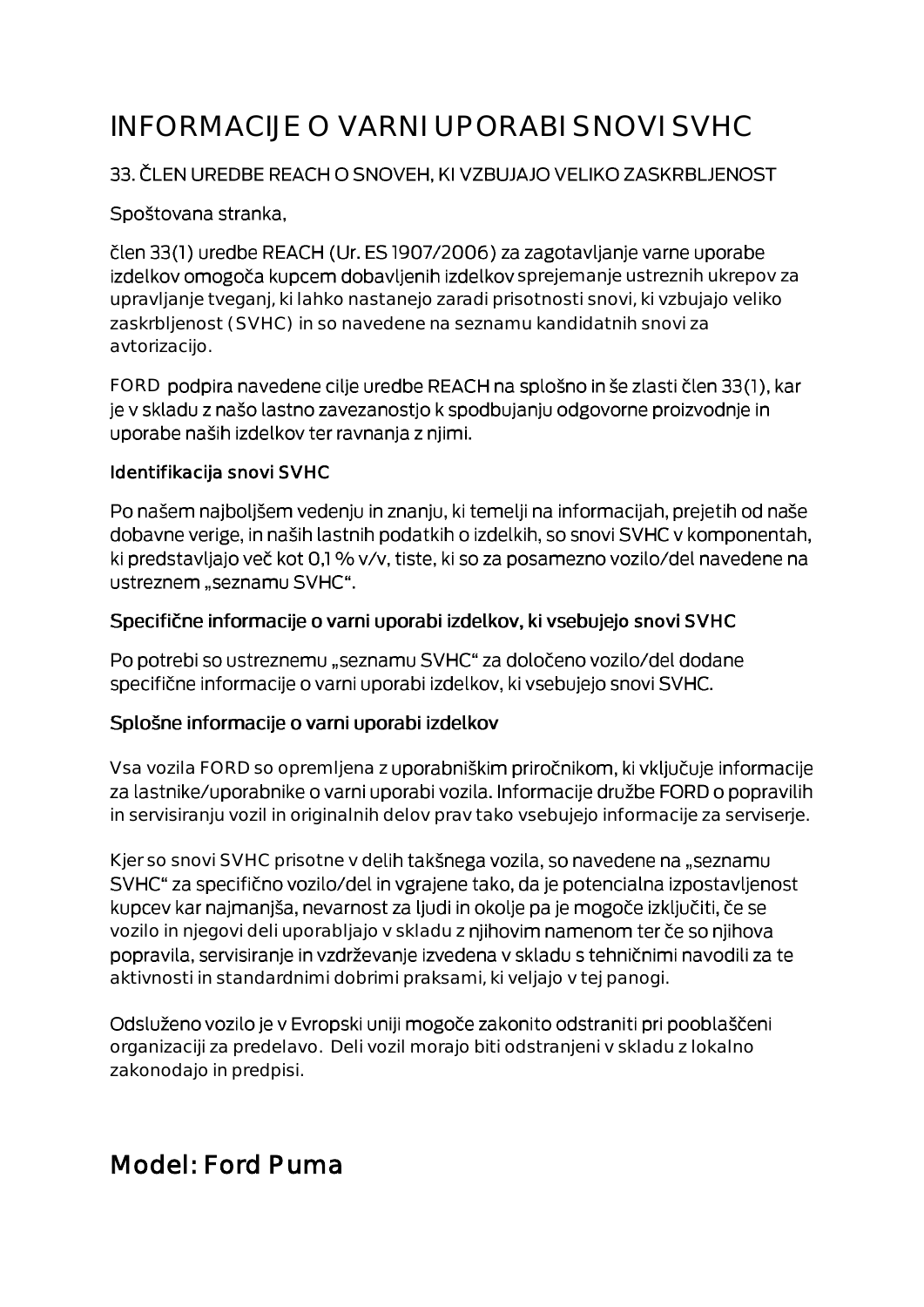# INFORMACIJE O VARNI UPORABI SNOVI SVHC

33. ČLEN UREDBE REACH O SNOVEH, KI VZBUJAJO VELIKO ZASKRBLJENOST

Spoštovana stranka,

člen 33(1) uredbe REACH (Ur. ES 1907/2006) za zagotavljanje varne uporabe izdelkov omogoča kupcem dobavljenih izdelkov sprejemanje ustreznih ukrepov za upravljanje tveganj, ki lahko nastanejo zaradi prisotnosti snovi, ki vzbujajo veliko zaskrbljenost (SVHC) in so navedene na seznamu kandidatnih snovi za avtorizacijo.

FORD podpira navedene cilje uredbe REACH na splošno in še zlasti člen 33(1), kar je v skladu z našo lastno zavezanostjo k spodbujanju odgovorne proizvodnje in uporabe naših izdelkov ter ravnanja z njimi.

### Identifikacija snovi SVHC

Po našem najboljšem vedenju in znanju, ki temelji na informacijah, prejetih od naše dobavne verige, in naših lastnih podatkih o izdelkih, so snovi SVHC v komponentah, ki predstavljajo več kot 0,1 % v/v, tiste, ki so za posamezno vozilo/del navedene na ustreznem „seznamu SVHC“.

### Specifične informacije o varni uporabi izdelkov, ki vsebujejo snovi SVHC

Po potrebi so ustreznemu „seznamu SVHC“ za določeno vozilo/del dodane specifične informacije o varni uporabi izdelkov, ki vsebujejo snovi SVHC.

### Splošne informacije o varni uporabi izdelkov

Vsa vozila FORD so opremljena z uporabniškim priročnikom, ki vključuje informacije za lastnike/uporabnike o varni uporabi vozila. Informacije družbe FORD o popravilih in servisiranju vozil in originalnih delov prav tako vsebujejo informacije za serviserje.

Kjer so snovi SVHC prisotne v delih takšnega vozila, so navedene na „seznamu SVHC“ za specifično vozilo/del in vgrajene tako, da je potencialna izpostavljenost kupcev kar najmanjša, nevarnost za ljudi in okolje pa je mogoče izključiti, če se vozilo in njegovi deli uporabljajo v skladu z njihovim namenom ter če so njihova popravila, servisiranje in vzdrževanje izvedena v skladu s tehničnimi navodili za te aktivnosti in standardnimi dobrimi praksami, ki veljajo v tej panogi.

Odsluženo vozilo je v Evropski uniji mogoče zakonito odstraniti pri pooblaščeni organizaciji za predelavo. Deli vozil morajo biti odstranjeni v skladu z lokalno zakonodajo in predpisi.

## Model: Ford Puma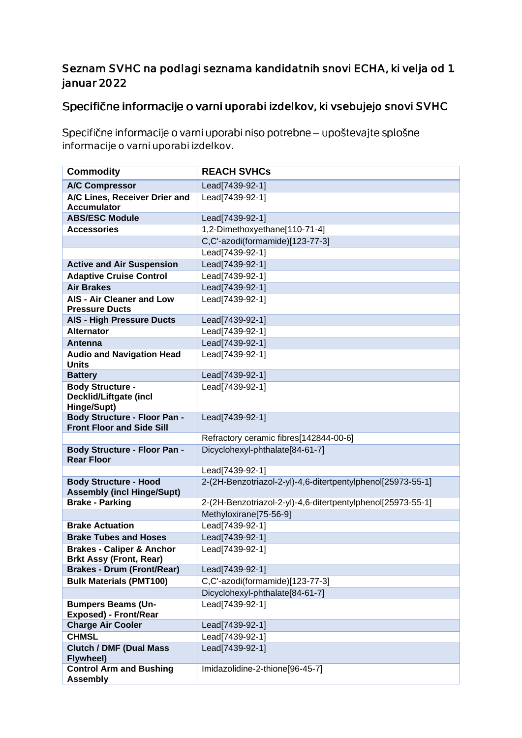## Seznam SVHC na podlagi seznama kandidatnih snovi ECHA, ki velja od 1. januar 2022

## Specifične informacije o varni uporabi izdelkov, ki vsebujejo snovi SVHC

Specifične informacije o varni uporabi niso potrebne – upoštevajte splošne informacije o varni uporabi izdelkov.

| Commodity | REACH SVHCs |
|---|---|
| **A/C Compressor** | Lead[7439-92-1] |
| **A/C Lines, Receiver Drier and Accumulator** | Lead[7439-92-1] |
| **ABS/ESC Module** | Lead[7439-92-1] |
| **Accessories** | 1,2-Dimethoxyethane[110-71-4] |
| | C,C'-azodi(formamide)[123-77-3] |
| | Lead[7439-92-1] |
| **Active and Air Suspension** | Lead[7439-92-1] |
| **Adaptive Cruise Control** | Lead[7439-92-1] |
| **Air Brakes** | Lead[7439-92-1] |
| **AIS - Air Cleaner and Low Pressure Ducts** | Lead[7439-92-1] |
| **AIS - High Pressure Ducts** | Lead[7439-92-1] |
| **Alternator** | Lead[7439-92-1] |
| **Antenna** | Lead[7439-92-1] |
| **Audio and Navigation Head Units** | Lead[7439-92-1] |
| **Battery** | Lead[7439-92-1] |
| **Body Structure - Decklid/Liftgate (incl Hinge/Supt)** | Lead[7439-92-1] |
| **Body Structure - Floor Pan - Front Floor and Side Sill** | Lead[7439-92-1] |
| | Refractory ceramic fibres[142844-00-6] |
| **Body Structure - Floor Pan - Rear Floor** | Dicyclohexyl-phthalate[84-61-7] |
| | Lead[7439-92-1] |
| **Body Structure - Hood Assembly (incl Hinge/Supt)** | 2-(2H-Benzotriazol-2-yl)-4,6-ditertpentylphenol[25973-55-1] |
| **Brake - Parking** | 2-(2H-Benzotriazol-2-yl)-4,6-ditertpentylphenol[25973-55-1] |
| | Methyloxirane[75-56-9] |
| **Brake Actuation** | Lead[7439-92-1] |
| **Brake Tubes and Hoses** | Lead[7439-92-1] |
| **Brakes - Caliper & Anchor Brkt Assy (Front, Rear)** | Lead[7439-92-1] |
| **Brakes - Drum (Front/Rear)** | Lead[7439-92-1] |
| **Bulk Materials (PMT100)** | C,C'-azodi(formamide)[123-77-3] |
| | Dicyclohexyl-phthalate[84-61-7] |
| **Bumpers Beams (Un-Exposed) - Front/Rear** | Lead[7439-92-1] |
| **Charge Air Cooler** | Lead[7439-92-1] |
| **CHMSL** | Lead[7439-92-1] |
| **Clutch / DMF (Dual Mass Flywheel)** | Lead[7439-92-1] |
| **Control Arm and Bushing Assembly** | Imidazolidine-2-thione[96-45-7] |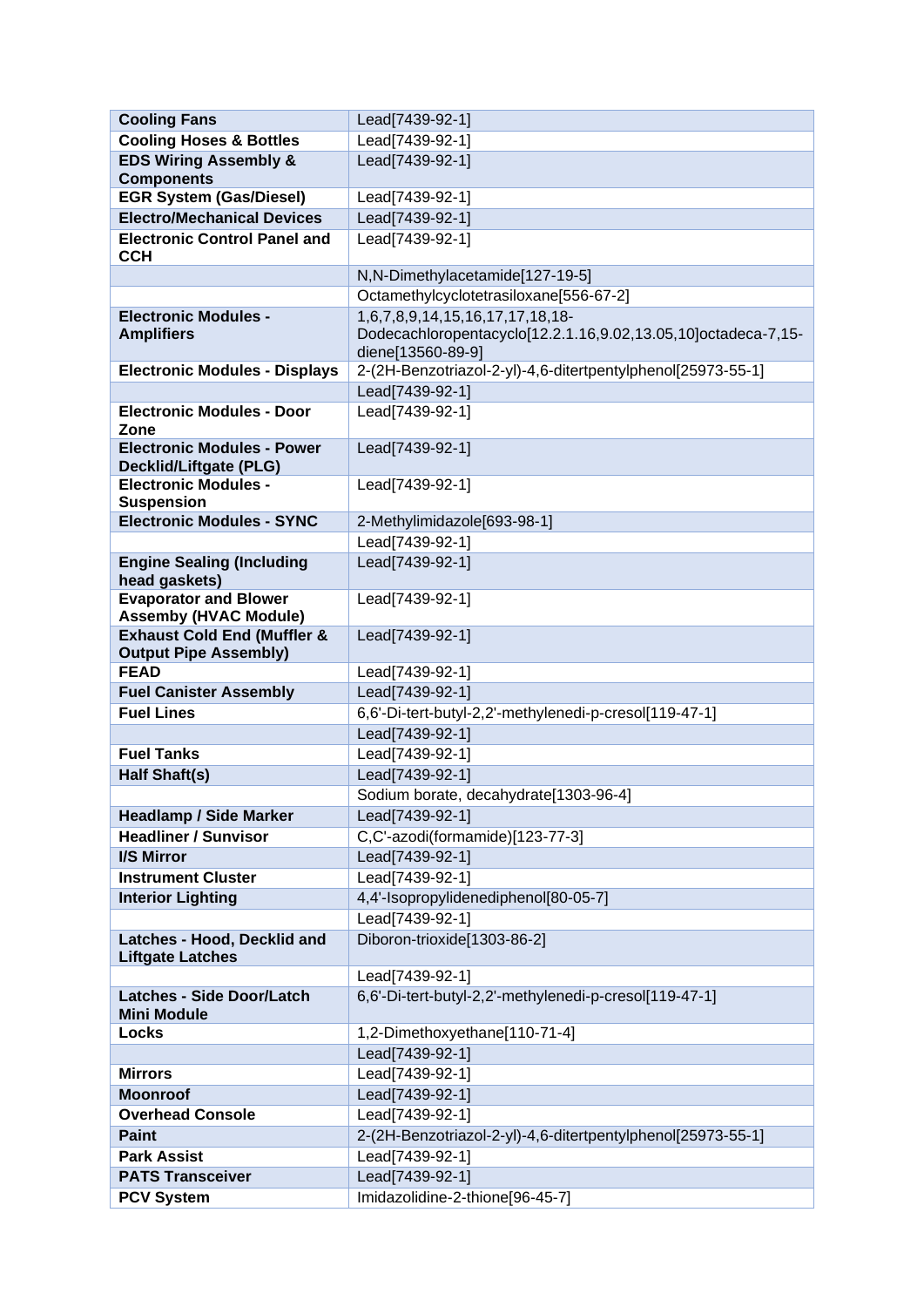| Cooling Fans | Lead[7439-92-1] |
|---|---|
| Cooling Hoses & Bottles | Lead[7439-92-1] |
| EDS Wiring Assembly & Components | Lead[7439-92-1] |
| EGR System (Gas/Diesel) | Lead[7439-92-1] |
| Electro/Mechanical Devices | Lead[7439-92-1] |
| Electronic Control Panel and CCH | Lead[7439-92-1] |
| | N,N-Dimethylacetamide[127-19-5] |
| | Octamethylcyclotetrasiloxane[556-67-2] |
| Electronic Modules - Amplifiers | 1,6,7,8,9,14,15,16,17,17,18,18-Dodecachloropentacyclo[12.2.1.16,9.02,13.05,10]octadeca-7,15-diene[13560-89-9] |
| Electronic Modules - Displays | 2-(2H-Benzotriazol-2-yl)-4,6-ditertpentylphenol[25973-55-1] |
| | Lead[7439-92-1] |
| Electronic Modules - Door Zone | Lead[7439-92-1] |
| Electronic Modules - Power Decklid/Liftgate (PLG) | Lead[7439-92-1] |
| Electronic Modules - Suspension | Lead[7439-92-1] |
| Electronic Modules - SYNC | 2-Methylimidazole[693-98-1] |
| | Lead[7439-92-1] |
| Engine Sealing (Including head gaskets) | Lead[7439-92-1] |
| Evaporator and Blower Assemby (HVAC Module) | Lead[7439-92-1] |
| Exhaust Cold End (Muffler & Output Pipe Assembly) | Lead[7439-92-1] |
| FEAD | Lead[7439-92-1] |
| Fuel Canister Assembly | Lead[7439-92-1] |
| Fuel Lines | 6,6'-Di-tert-butyl-2,2'-methylenedi-p-cresol[119-47-1] |
| | Lead[7439-92-1] |
| Fuel Tanks | Lead[7439-92-1] |
| Half Shaft(s) | Lead[7439-92-1] |
| | Sodium borate, decahydrate[1303-96-4] |
| Headlamp / Side Marker | Lead[7439-92-1] |
| Headliner / Sunvisor | C,C'-azodi(formamide)[123-77-3] |
| I/S Mirror | Lead[7439-92-1] |
| Instrument Cluster | Lead[7439-92-1] |
| Interior Lighting | 4,4'-Isopropylidenediphenol[80-05-7] |
| | Lead[7439-92-1] |
| Latches - Hood, Decklid and Liftgate Latches | Diboron-trioxide[1303-86-2] |
| | Lead[7439-92-1] |
| Latches - Side Door/Latch Mini Module | 6,6'-Di-tert-butyl-2,2'-methylenedi-p-cresol[119-47-1] |
| Locks | 1,2-Dimethoxyethane[110-71-4] |
| | Lead[7439-92-1] |
| Mirrors | Lead[7439-92-1] |
| Moonroof | Lead[7439-92-1] |
| Overhead Console | Lead[7439-92-1] |
| Paint | 2-(2H-Benzotriazol-2-yl)-4,6-ditertpentylphenol[25973-55-1] |
| Park Assist | Lead[7439-92-1] |
| PATS Transceiver | Lead[7439-92-1] |
| PCV System | Imidazolidine-2-thione[96-45-7] |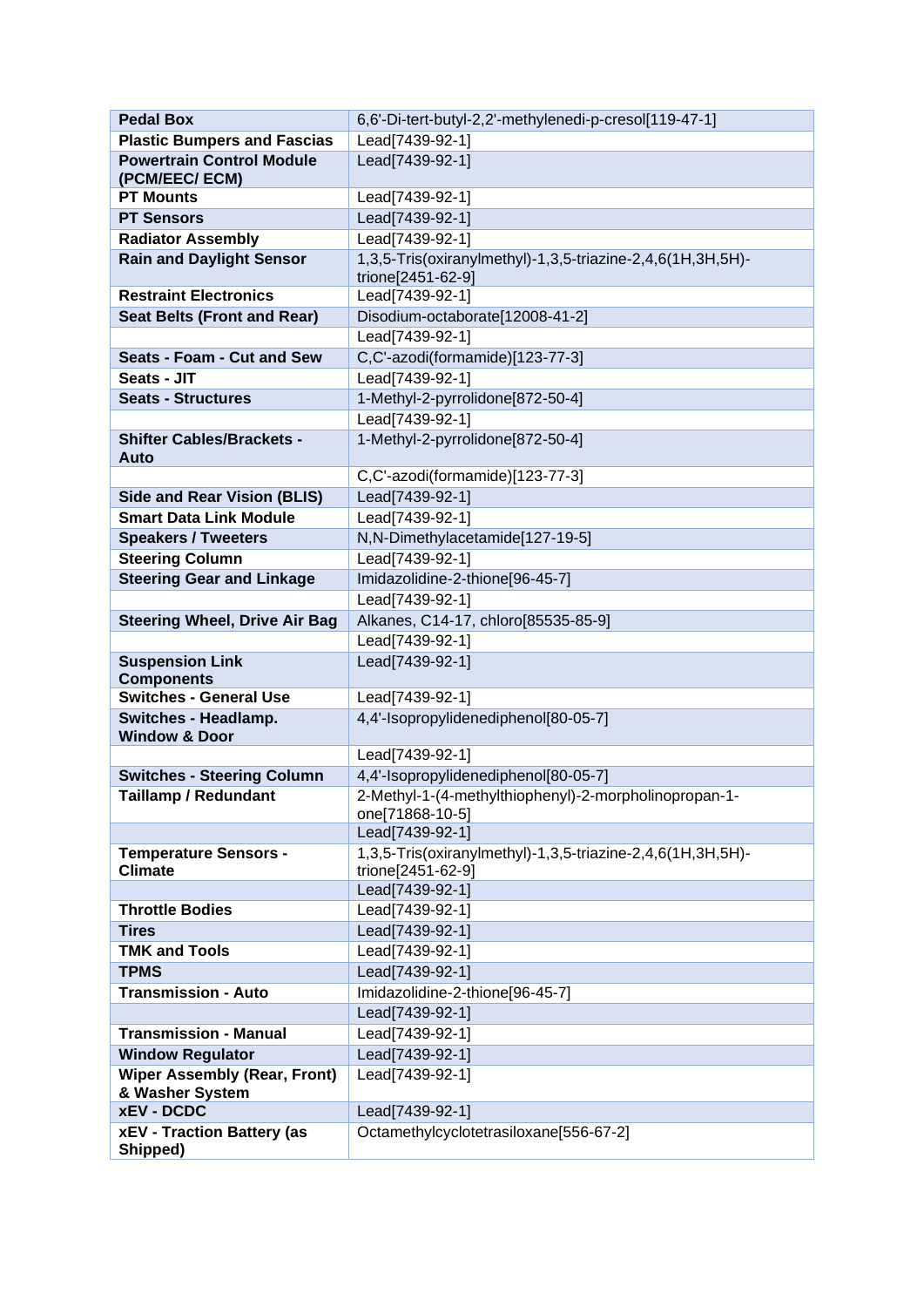| | |
|---|---|
| **Pedal Box** | 6,6'-Di-tert-butyl-2,2'-methylenedi-p-cresol[119-47-1] |
| **Plastic Bumpers and Fascias** | Lead[7439-92-1] |
| **Powertrain Control Module (PCM/EEC/ ECM)** | Lead[7439-92-1] |
| **PT Mounts** | Lead[7439-92-1] |
| **PT Sensors** | Lead[7439-92-1] |
| **Radiator Assembly** | Lead[7439-92-1] |
| **Rain and Daylight Sensor** | 1,3,5-Tris(oxiranylmethyl)-1,3,5-triazine-2,4,6(1H,3H,5H)-trione[2451-62-9] |
| **Restraint Electronics** | Lead[7439-92-1] |
| **Seat Belts (Front and Rear)** | Disodium-octaborate[12008-41-2] |
| | Lead[7439-92-1] |
| **Seats - Foam - Cut and Sew** | C,C'-azodi(formamide)[123-77-3] |
| **Seats - JIT** | Lead[7439-92-1] |
| **Seats - Structures** | 1-Methyl-2-pyrrolidone[872-50-4] |
| | Lead[7439-92-1] |
| **Shifter Cables/Brackets - Auto** | 1-Methyl-2-pyrrolidone[872-50-4] |
| | C,C'-azodi(formamide)[123-77-3] |
| **Side and Rear Vision (BLIS)** | Lead[7439-92-1] |
| **Smart Data Link Module** | Lead[7439-92-1] |
| **Speakers / Tweeters** | N,N-Dimethylacetamide[127-19-5] |
| **Steering Column** | Lead[7439-92-1] |
| **Steering Gear and Linkage** | Imidazolidine-2-thione[96-45-7] |
| | Lead[7439-92-1] |
| **Steering Wheel, Drive Air Bag** | Alkanes, C14-17, chloro[85535-85-9] |
| | Lead[7439-92-1] |
| **Suspension Link Components** | Lead[7439-92-1] |
| **Switches - General Use** | Lead[7439-92-1] |
| **Switches - Headlamp. Window & Door** | 4,4'-Isopropylidenediphenol[80-05-7] |
| | Lead[7439-92-1] |
| **Switches - Steering Column** | 4,4'-Isopropylidenediphenol[80-05-7] |
| **Taillamp / Redundant** | 2-Methyl-1-(4-methylthiophenyl)-2-morpholinopropan-1-one[71868-10-5] |
| | Lead[7439-92-1] |
| **Temperature Sensors - Climate** | 1,3,5-Tris(oxiranylmethyl)-1,3,5-triazine-2,4,6(1H,3H,5H)-trione[2451-62-9] |
| | Lead[7439-92-1] |
| **Throttle Bodies** | Lead[7439-92-1] |
| **Tires** | Lead[7439-92-1] |
| **TMK and Tools** | Lead[7439-92-1] |
| **TPMS** | Lead[7439-92-1] |
| **Transmission - Auto** | Imidazolidine-2-thione[96-45-7] |
| | Lead[7439-92-1] |
| **Transmission - Manual** | Lead[7439-92-1] |
| **Window Regulator** | Lead[7439-92-1] |
| **Wiper Assembly (Rear, Front) & Washer System** | Lead[7439-92-1] |
| **xEV - DCDC** | Lead[7439-92-1] |
| **xEV - Traction Battery (as Shipped)** | Octamethylcyclotetrasiloxane[556-67-2] |